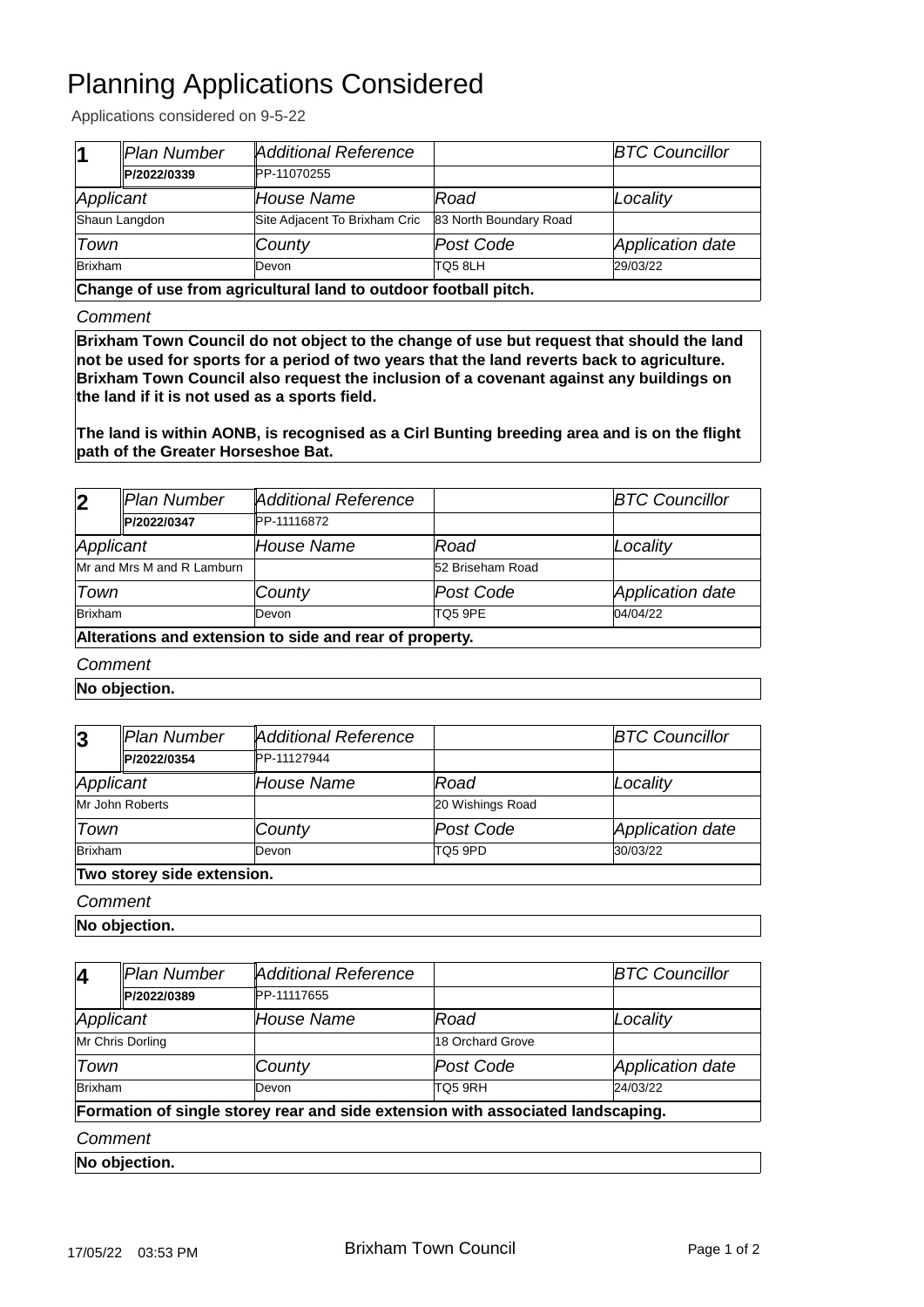# Planning Applications Considered

Applications considered on 9-5-22

| 1 | *Plan Number* | *Additional Reference* | | *BTC Councillor* |
|---|---|---|---|---|
| | **P/2022/0339** | PP-11070255 | | |
| *Applicant* | | *House Name* | *Road* | *Locality* |
| Shaun Langdon | | Site Adjacent To Brixham Cric | 83 North Boundary Road | |
| *Town* | | *County* | *Post Code* | *Application date* |
| Brixham | | Devon | TQ5 8LH | 29/03/22 |

**Change of use from agricultural land to outdoor football pitch.**

*Comment*

**Brixham Town Council do not object to the change of use but request that should the land not be used for sports for a period of two years that the land reverts back to agriculture. Brixham Town Council also request the inclusion of a covenant against any buildings on the land if it is not used as a sports field.**

**The land is within AONB, is recognised as a Cirl Bunting breeding area and is on the flight path of the Greater Horseshoe Bat.**

| 2 | *Plan Number* | *Additional Reference* | | *BTC Councillor* |
|---|---|---|---|---|
| | **P/2022/0347** | PP-11116872 | | |
| *Applicant* | | *House Name* | *Road* | *Locality* |
| Mr and Mrs M and R Lamburn | | | 52 Briseham Road | |
| *Town* | | *County* | *Post Code* | *Application date* |
| Brixham | | Devon | TQ5 9PE | 04/04/22 |

**Alterations and extension to side and rear of property.**

*Comment*

**No objection.**

| 3 | *Plan Number* | *Additional Reference* | | *BTC Councillor* |
|---|---|---|---|---|
| | **P/2022/0354** | PP-11127944 | | |
| *Applicant* | | *House Name* | *Road* | *Locality* |
| Mr John Roberts | | | 20 Wishings Road | |
| *Town* | | *County* | *Post Code* | *Application date* |
| Brixham | | Devon | TQ5 9PD | 30/03/22 |

**Two storey side extension.**

*Comment*

**No objection.**

| 4 | *Plan Number* | *Additional Reference* | | *BTC Councillor* |
|---|---|---|---|---|
| | **P/2022/0389** | PP-11117655 | | |
| *Applicant* | | *House Name* | *Road* | *Locality* |
| Mr Chris Dorling | | | 18 Orchard Grove | |
| *Town* | | *County* | *Post Code* | *Application date* |
| Brixham | | Devon | TQ5 9RH | 24/03/22 |

**Formation of single storey rear and side extension with associated landscaping.**

*Comment*

**No objection.**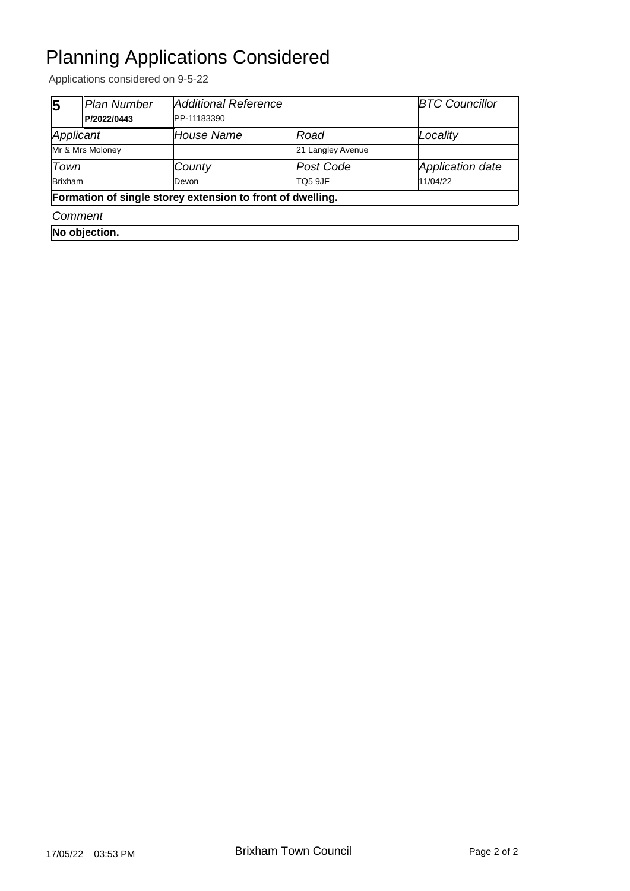# Planning Applications Considered

Applications considered on 9-5-22

| 5 | *Plan Number* | *Additional Reference* | | *BTC Councillor* |
|---|---|---|---|---|
| | **P/2022/0443** | PP-11183390 | | |
| *Applicant* | | *House Name* | *Road* | *Locality* |
| Mr & Mrs Moloney | | | 21 Langley Avenue | |
| *Town* | | *County* | *Post Code* | *Application date* |
| Brixham | | Devon | TQ5 9JF | 11/04/22 |

**Formation of single storey extension to front of dwelling.**

*Comment*

**No objection.**